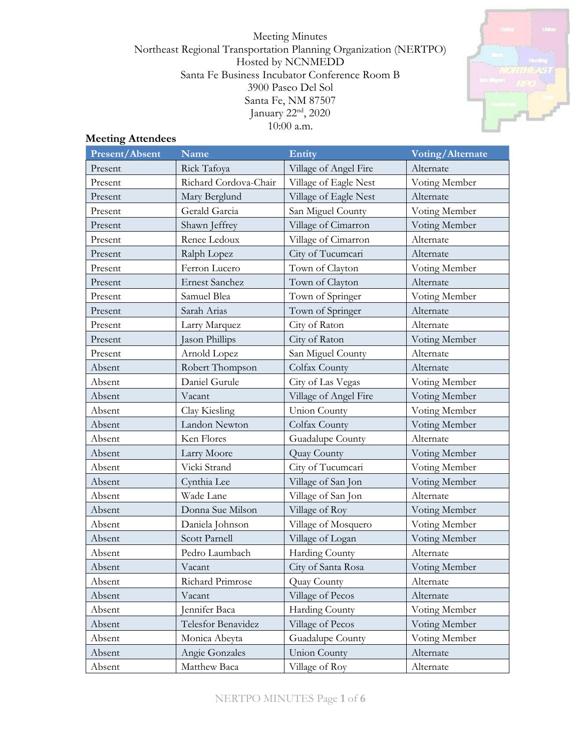Meeting Minutes
Northeast Regional Transportation Planning Organization (NERTPO)
Hosted by NCNMEDD
Santa Fe Business Incubator Conference Room B
3900 Paseo Del Sol
Santa Fe, NM 87507
January 22nd, 2020
10:00 a.m.

## Meeting Attendees

| Present/Absent | Name | Entity | Voting/Alternate |
|---|---|---|---|
| Present | Rick Tafoya | Village of Angel Fire | Alternate |
| Present | Richard Cordova-Chair | Village of Eagle Nest | Voting Member |
| Present | Mary Berglund | Village of Eagle Nest | Alternate |
| Present | Gerald Garcia | San Miguel County | Voting Member |
| Present | Shawn Jeffrey | Village of Cimarron | Voting Member |
| Present | Renee Ledoux | Village of Cimarron | Alternate |
| Present | Ralph Lopez | City of Tucumcari | Alternate |
| Present | Ferron Lucero | Town of Clayton | Voting Member |
| Present | Ernest Sanchez | Town of Clayton | Alternate |
| Present | Samuel Blea | Town of Springer | Voting Member |
| Present | Sarah Arias | Town of Springer | Alternate |
| Present | Larry Marquez | City of Raton | Alternate |
| Present | Jason Phillips | City of Raton | Voting Member |
| Present | Arnold Lopez | San Miguel County | Alternate |
| Absent | Robert Thompson | Colfax County | Alternate |
| Absent | Daniel Gurule | City of Las Vegas | Voting Member |
| Absent | Vacant | Village of Angel Fire | Voting Member |
| Absent | Clay Kiesling | Union County | Voting Member |
| Absent | Landon Newton | Colfax County | Voting Member |
| Absent | Ken Flores | Guadalupe County | Alternate |
| Absent | Larry Moore | Quay County | Voting Member |
| Absent | Vicki Strand | City of Tucumcari | Voting Member |
| Absent | Cynthia Lee | Village of San Jon | Voting Member |
| Absent | Wade Lane | Village of San Jon | Alternate |
| Absent | Donna Sue Milson | Village of Roy | Voting Member |
| Absent | Daniela Johnson | Village of Mosquero | Voting Member |
| Absent | Scott Parnell | Village of Logan | Voting Member |
| Absent | Pedro Laumbach | Harding County | Alternate |
| Absent | Vacant | City of Santa Rosa | Voting Member |
| Absent | Richard Primrose | Quay County | Alternate |
| Absent | Vacant | Village of Pecos | Alternate |
| Absent | Jennifer Baca | Harding County | Voting Member |
| Absent | Telesfor Benavidez | Village of Pecos | Voting Member |
| Absent | Monica Abeyta | Guadalupe County | Voting Member |
| Absent | Angie Gonzales | Union County | Alternate |
| Absent | Matthew Baca | Village of Roy | Alternate |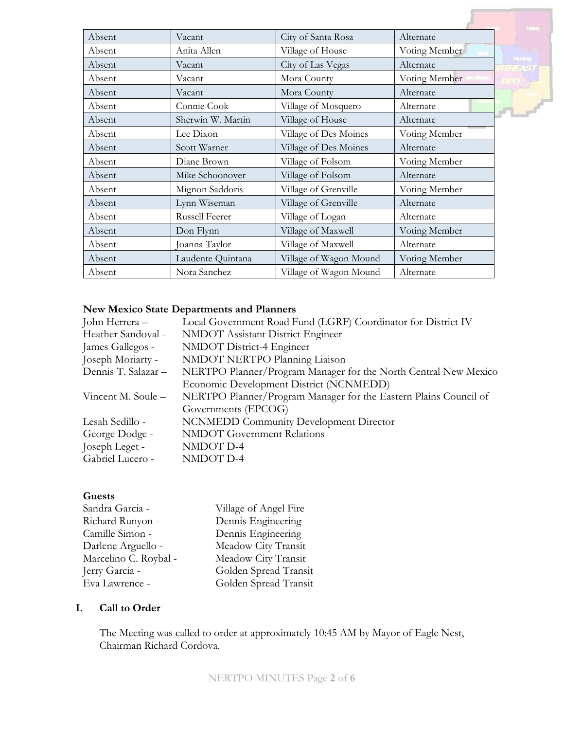| Absent | Vacant | City of Santa Rosa | Alternate |
|---|---|---|---|
| Absent | Anita Allen | Village of House | Voting Member |
| Absent | Vacant | City of Las Vegas | Alternate |
| Absent | Vacant | Mora County | Voting Member |
| Absent | Vacant | Mora County | Alternate |
| Absent | Connie Cook | Village of Mosquero | Alternate |
| Absent | Sherwin W. Martin | Village of House | Alternate |
| Absent | Lee Dixon | Village of Des Moines | Voting Member |
| Absent | Scott Warner | Village of Des Moines | Alternate |
| Absent | Diane Brown | Village of Folsom | Voting Member |
| Absent | Mike Schoonover | Village of Folsom | Alternate |
| Absent | Mignon Saddoris | Village of Grenville | Voting Member |
| Absent | Lynn Wiseman | Village of Grenville | Alternate |
| Absent | Russell Feerer | Village of Logan | Alternate |
| Absent | Don Flynn | Village of Maxwell | Voting Member |
| Absent | Joanna Taylor | Village of Maxwell | Alternate |
| Absent | Laudente Quintana | Village of Wagon Mound | Voting Member |
| Absent | Nora Sanchez | Village of Wagon Mound | Alternate |

**New Mexico State Departments and Planners**

John Herrera – Local Government Road Fund (LGRF) Coordinator for District IV
Heather Sandoval - NMDOT Assistant District Engineer
James Gallegos - NMDOT District-4 Engineer
Joseph Moriarty - NMDOT NERTPO Planning Liaison
Dennis T. Salazar – NERTPO Planner/Program Manager for the North Central New Mexico Economic Development District (NCNMEDD)
Vincent M. Soule – NERTPO Planner/Program Manager for the Eastern Plains Council of Governments (EPCOG)
Lesah Sedillo - NCNMEDD Community Development Director
George Dodge - NMDOT Government Relations
Joseph Leget - NMDOT D-4
Gabriel Lucero - NMDOT D-4

**Guests**

Sandra Garcia - Village of Angel Fire
Richard Runyon - Dennis Engineering
Camille Simon - Dennis Engineering
Darlene Arguello - Meadow City Transit
Marcelino C. Roybal - Meadow City Transit
Jerry Garcia - Golden Spread Transit
Eva Lawrence - Golden Spread Transit

## I. Call to Order

The Meeting was called to order at approximately 10:45 AM by Mayor of Eagle Nest, Chairman Richard Cordova.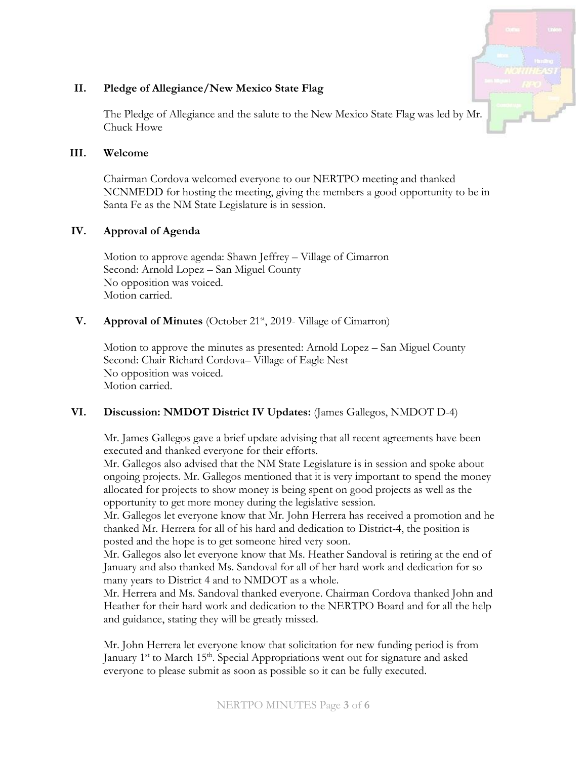## II. Pledge of Allegiance/New Mexico State Flag

The Pledge of Allegiance and the salute to the New Mexico State Flag was led by Mr. Chuck Howe

## III. Welcome

Chairman Cordova welcomed everyone to our NERTPO meeting and thanked NCNMEDD for hosting the meeting, giving the members a good opportunity to be in Santa Fe as the NM State Legislature is in session.

## IV. Approval of Agenda

Motion to approve agenda: Shawn Jeffrey – Village of Cimarron
Second: Arnold Lopez – San Miguel County
No opposition was voiced.
Motion carried.

## V. Approval of Minutes (October 21st, 2019- Village of Cimarron)

Motion to approve the minutes as presented: Arnold Lopez – San Miguel County
Second: Chair Richard Cordova– Village of Eagle Nest
No opposition was voiced.
Motion carried.

## VI. Discussion: NMDOT District IV Updates: (James Gallegos, NMDOT D-4)

Mr. James Gallegos gave a brief update advising that all recent agreements have been executed and thanked everyone for their efforts.
Mr. Gallegos also advised that the NM State Legislature is in session and spoke about ongoing projects. Mr. Gallegos mentioned that it is very important to spend the money allocated for projects to show money is being spent on good projects as well as the opportunity to get more money during the legislative session.
Mr. Gallegos let everyone know that Mr. John Herrera has received a promotion and he thanked Mr. Herrera for all of his hard and dedication to District-4, the position is posted and the hope is to get someone hired very soon.
Mr. Gallegos also let everyone know that Ms. Heather Sandoval is retiring at the end of January and also thanked Ms. Sandoval for all of her hard work and dedication for so many years to District 4 and to NMDOT as a whole.
Mr. Herrera and Ms. Sandoval thanked everyone. Chairman Cordova thanked John and Heather for their hard work and dedication to the NERTPO Board and for all the help and guidance, stating they will be greatly missed.

Mr. John Herrera let everyone know that solicitation for new funding period is from January 1st to March 15th. Special Appropriations went out for signature and asked everyone to please submit as soon as possible so it can be fully executed.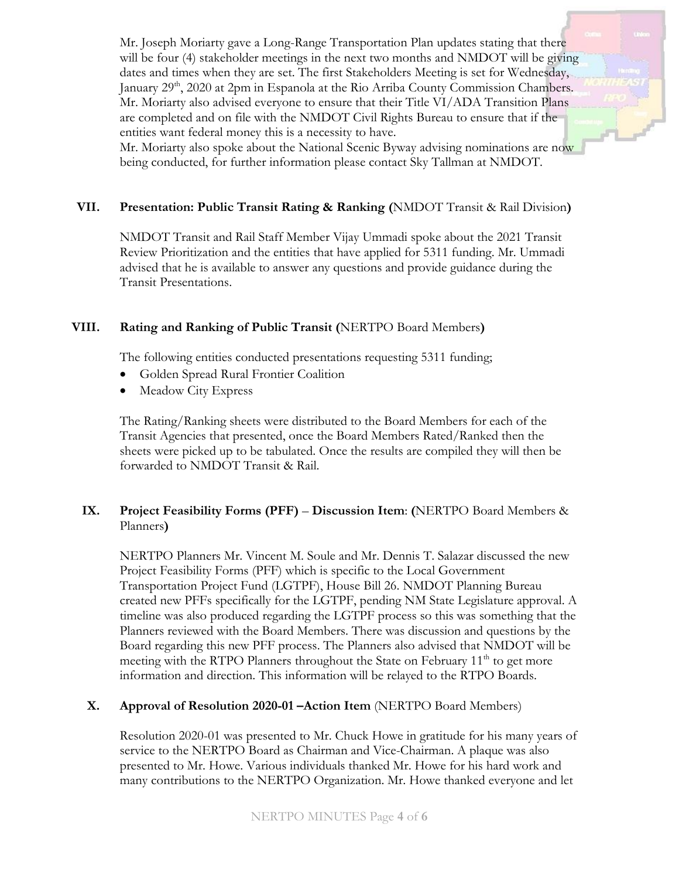Mr. Joseph Moriarty gave a Long-Range Transportation Plan updates stating that there will be four (4) stakeholder meetings in the next two months and NMDOT will be giving dates and times when they are set. The first Stakeholders Meeting is set for Wednesday, January 29th, 2020 at 2pm in Espanola at the Rio Arriba County Commission Chambers. Mr. Moriarty also advised everyone to ensure that their Title VI/ADA Transition Plans are completed and on file with the NMDOT Civil Rights Bureau to ensure that if the entities want federal money this is a necessity to have.
Mr. Moriarty also spoke about the National Scenic Byway advising nominations are now being conducted, for further information please contact Sky Tallman at NMDOT.

## VII. Presentation: Public Transit Rating & Ranking (NMDOT Transit & Rail Division)

NMDOT Transit and Rail Staff Member Vijay Ummadi spoke about the 2021 Transit Review Prioritization and the entities that have applied for 5311 funding. Mr. Ummadi advised that he is available to answer any questions and provide guidance during the Transit Presentations.

## VIII. Rating and Ranking of Public Transit (NERTPO Board Members)

The following entities conducted presentations requesting 5311 funding;

- Golden Spread Rural Frontier Coalition
- Meadow City Express

The Rating/Ranking sheets were distributed to the Board Members for each of the Transit Agencies that presented, once the Board Members Rated/Ranked then the sheets were picked up to be tabulated. Once the results are compiled they will then be forwarded to NMDOT Transit & Rail.

## IX. Project Feasibility Forms (PFF) – Discussion Item: (NERTPO Board Members & Planners)

NERTPO Planners Mr. Vincent M. Soule and Mr. Dennis T. Salazar discussed the new Project Feasibility Forms (PFF) which is specific to the Local Government Transportation Project Fund (LGTPF), House Bill 26. NMDOT Planning Bureau created new PFFs specifically for the LGTPF, pending NM State Legislature approval. A timeline was also produced regarding the LGTPF process so this was something that the Planners reviewed with the Board Members. There was discussion and questions by the Board regarding this new PFF process. The Planners also advised that NMDOT will be meeting with the RTPO Planners throughout the State on February 11th to get more information and direction. This information will be relayed to the RTPO Boards.

## X. Approval of Resolution 2020-01 –Action Item (NERTPO Board Members)

Resolution 2020-01 was presented to Mr. Chuck Howe in gratitude for his many years of service to the NERTPO Board as Chairman and Vice-Chairman. A plaque was also presented to Mr. Howe. Various individuals thanked Mr. Howe for his hard work and many contributions to the NERTPO Organization. Mr. Howe thanked everyone and let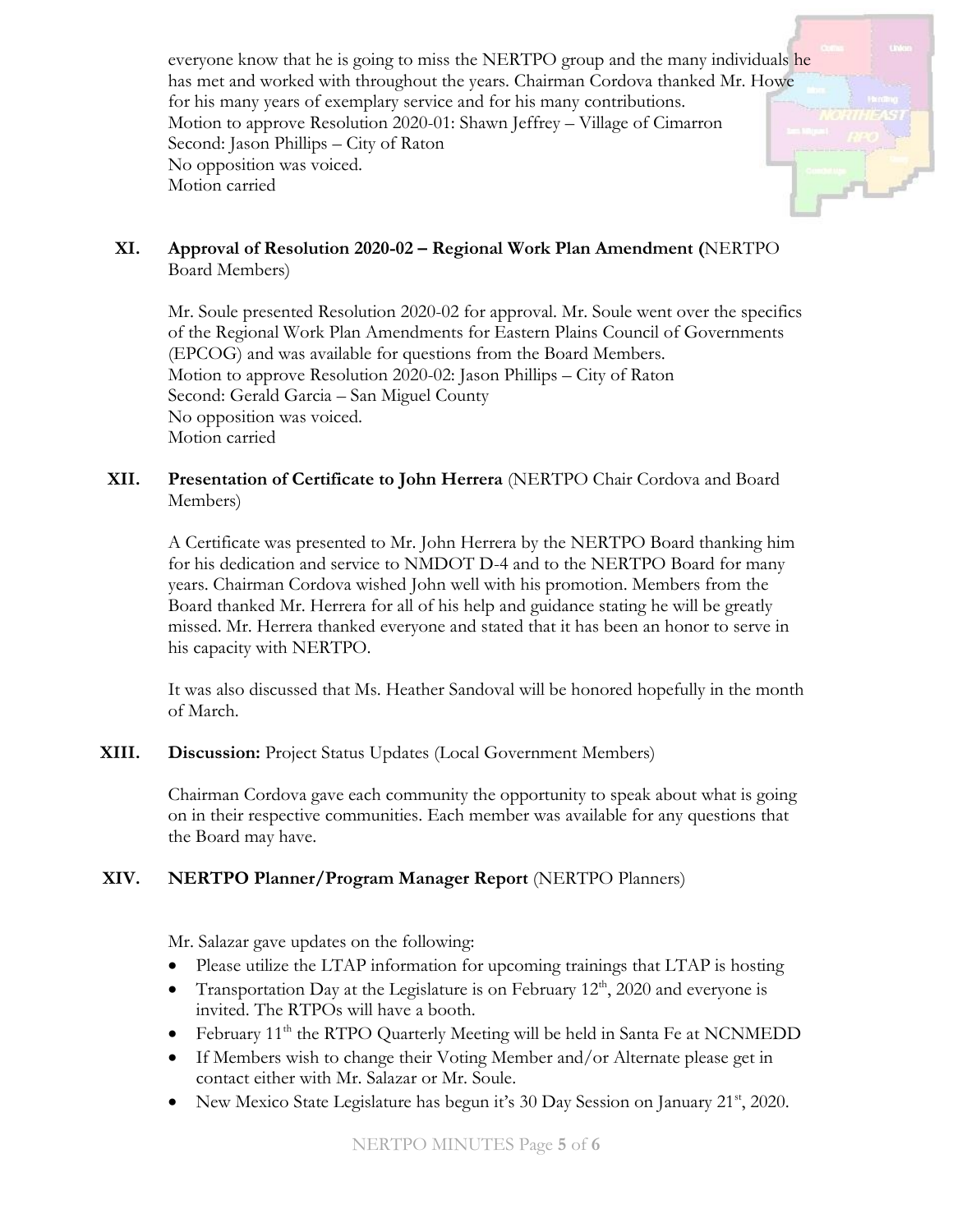everyone know that he is going to miss the NERTPO group and the many individuals he has met and worked with throughout the years. Chairman Cordova thanked Mr. Howe for his many years of exemplary service and for his many contributions.
Motion to approve Resolution 2020-01: Shawn Jeffrey – Village of Cimarron
Second: Jason Phillips – City of Raton
No opposition was voiced.
Motion carried

## XI. Approval of Resolution 2020-02 – Regional Work Plan Amendment (NERTPO Board Members)

Mr. Soule presented Resolution 2020-02 for approval. Mr. Soule went over the specifics of the Regional Work Plan Amendments for Eastern Plains Council of Governments (EPCOG) and was available for questions from the Board Members.
Motion to approve Resolution 2020-02: Jason Phillips – City of Raton
Second: Gerald Garcia – San Miguel County
No opposition was voiced.
Motion carried

## XII. Presentation of Certificate to John Herrera (NERTPO Chair Cordova and Board Members)

A Certificate was presented to Mr. John Herrera by the NERTPO Board thanking him for his dedication and service to NMDOT D-4 and to the NERTPO Board for many years. Chairman Cordova wished John well with his promotion. Members from the Board thanked Mr. Herrera for all of his help and guidance stating he will be greatly missed. Mr. Herrera thanked everyone and stated that it has been an honor to serve in his capacity with NERTPO.

It was also discussed that Ms. Heather Sandoval will be honored hopefully in the month of March.

## XIII. Discussion: Project Status Updates (Local Government Members)

Chairman Cordova gave each community the opportunity to speak about what is going on in their respective communities. Each member was available for any questions that the Board may have.

## XIV. NERTPO Planner/Program Manager Report (NERTPO Planners)

Mr. Salazar gave updates on the following:

- Please utilize the LTAP information for upcoming trainings that LTAP is hosting
- Transportation Day at the Legislature is on February 12th, 2020 and everyone is invited. The RTPOs will have a booth.
- February 11th the RTPO Quarterly Meeting will be held in Santa Fe at NCNMEDD
- If Members wish to change their Voting Member and/or Alternate please get in contact either with Mr. Salazar or Mr. Soule.
- New Mexico State Legislature has begun it's 30 Day Session on January 21st, 2020.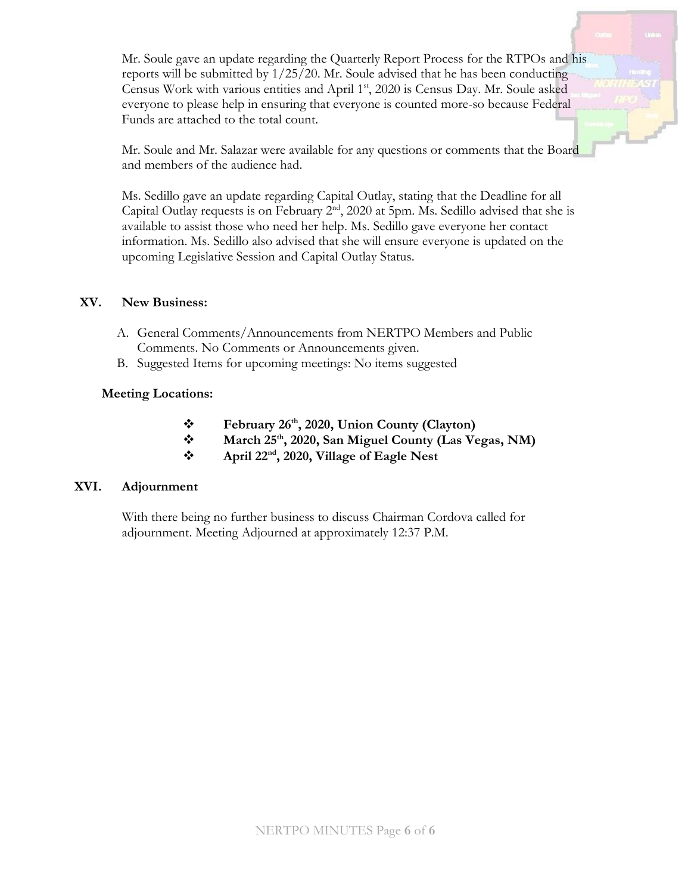Mr. Soule gave an update regarding the Quarterly Report Process for the RTPOs and his reports will be submitted by 1/25/20. Mr. Soule advised that he has been conducting Census Work with various entities and April 1st, 2020 is Census Day. Mr. Soule asked everyone to please help in ensuring that everyone is counted more-so because Federal Funds are attached to the total count.

Mr. Soule and Mr. Salazar were available for any questions or comments that the Board and members of the audience had.

Ms. Sedillo gave an update regarding Capital Outlay, stating that the Deadline for all Capital Outlay requests is on February 2nd, 2020 at 5pm. Ms. Sedillo advised that she is available to assist those who need her help. Ms. Sedillo gave everyone her contact information. Ms. Sedillo also advised that she will ensure everyone is updated on the upcoming Legislative Session and Capital Outlay Status.

## XV. New Business:

A. General Comments/Announcements from NERTPO Members and Public Comments. No Comments or Announcements given.
B. Suggested Items for upcoming meetings: No items suggested

### Meeting Locations:

- **February 26th, 2020, Union County (Clayton)**
- **March 25th, 2020, San Miguel County (Las Vegas, NM)**
- **April 22nd, 2020, Village of Eagle Nest**

## XVI. Adjournment

With there being no further business to discuss Chairman Cordova called for adjournment. Meeting Adjourned at approximately 12:37 P.M.